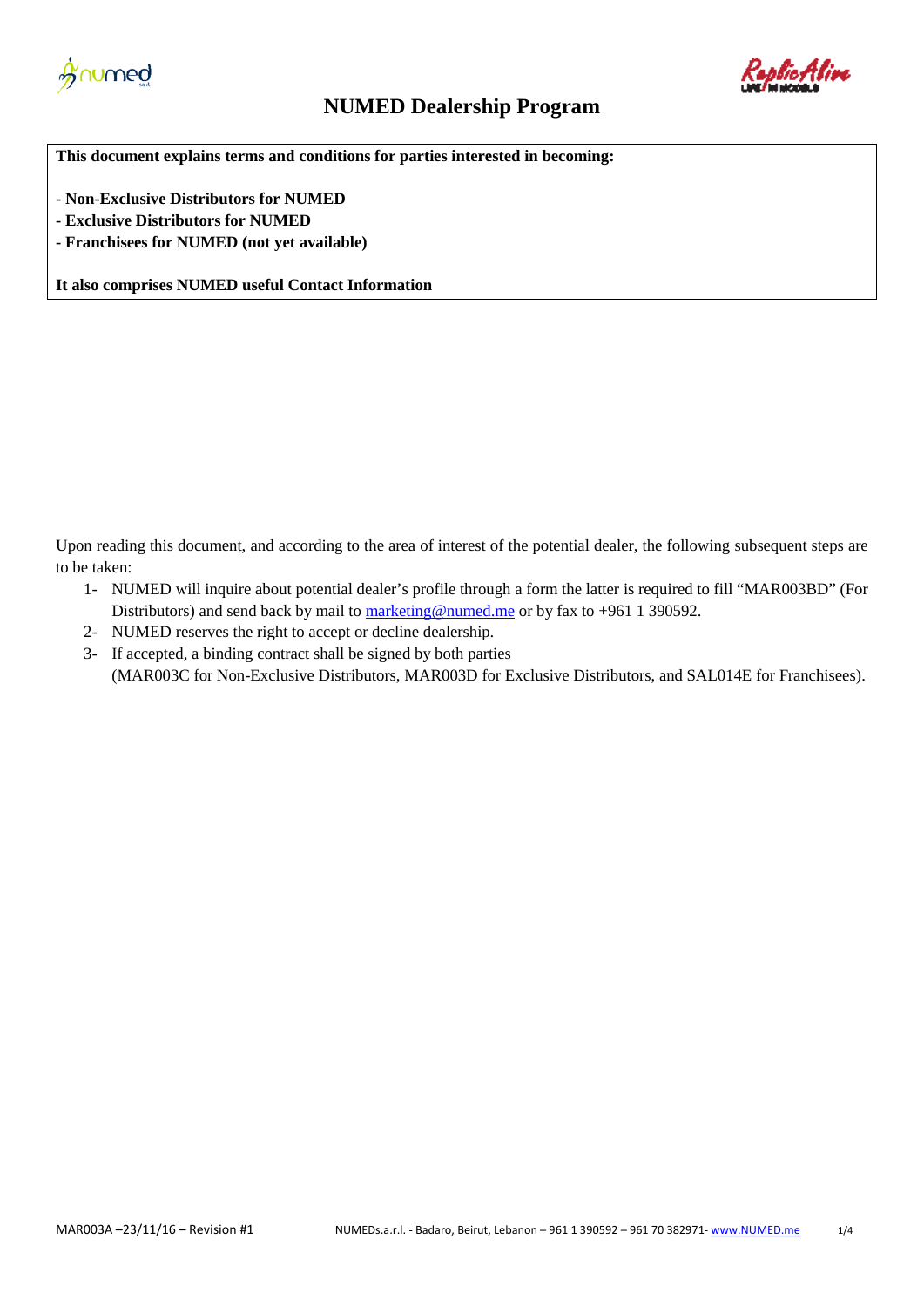# NUMED Dealership Program

**This document explains terms and conditions for parties interested in becoming:**

**- Non-Exclusive Distributors for NUMED**
**- Exclusive Distributors for NUMED**
**- Franchisees for NUMED (not yet available)**

**It also comprises NUMED useful Contact Information**

Upon reading this document, and according to the area of interest of the potential dealer, the following subsequent steps are to be taken:

1- NUMED will inquire about potential dealer's profile through a form the latter is required to fill "MAR003BD" (For Distributors) and send back by mail to marketing@numed.me or by fax to +961 1 390592.
2- NUMED reserves the right to accept or decline dealership.
3- If accepted, a binding contract shall be signed by both parties (MAR003C for Non-Exclusive Distributors, MAR003D for Exclusive Distributors, and SAL014E for Franchisees).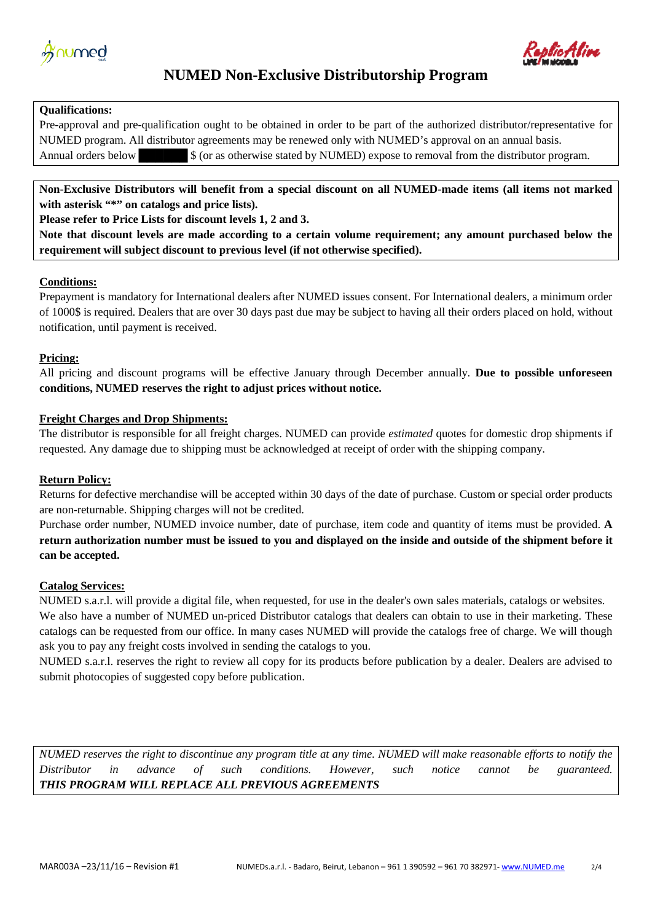# NUMED Non-Exclusive Distributorship Program

**Qualifications:**

Pre-approval and pre-qualification ought to be obtained in order to be part of the authorized distributor/representative for NUMED program. All distributor agreements may be renewed only with NUMED's approval on an annual basis.

Annual orders below ██████ $ (or as otherwise stated by NUMED) expose to removal from the distributor program.

**Non-Exclusive Distributors will benefit from a special discount on all NUMED-made items (all items not marked with asterisk "*" on catalogs and price lists).**

**Please refer to Price Lists for discount levels 1, 2 and 3.**

**Note that discount levels are made according to a certain volume requirement; any amount purchased below the requirement will subject discount to previous level (if not otherwise specified).**

**Conditions:**

Prepayment is mandatory for International dealers after NUMED issues consent. For International dealers, a minimum order of 1000$ is required. Dealers that are over 30 days past due may be subject to having all their orders placed on hold, without notification, until payment is received.

**Pricing:**

All pricing and discount programs will be effective January through December annually. **Due to possible unforeseen conditions, NUMED reserves the right to adjust prices without notice.**

**Freight Charges and Drop Shipments:**

The distributor is responsible for all freight charges. NUMED can provide *estimated* quotes for domestic drop shipments if requested. Any damage due to shipping must be acknowledged at receipt of order with the shipping company.

**Return Policy:**

Returns for defective merchandise will be accepted within 30 days of the date of purchase. Custom or special order products are non-returnable. Shipping charges will not be credited.

Purchase order number, NUMED invoice number, date of purchase, item code and quantity of items must be provided. **A return authorization number must be issued to you and displayed on the inside and outside of the shipment before it can be accepted.**

**Catalog Services:**

NUMED s.a.r.l. will provide a digital file, when requested, for use in the dealer's own sales materials, catalogs or websites. We also have a number of NUMED un-priced Distributor catalogs that dealers can obtain to use in their marketing. These catalogs can be requested from our office. In many cases NUMED will provide the catalogs free of charge. We will though ask you to pay any freight costs involved in sending the catalogs to you.

NUMED s.a.r.l. reserves the right to review all copy for its products before publication by a dealer. Dealers are advised to submit photocopies of suggested copy before publication.

*NUMED reserves the right to discontinue any program title at any time. NUMED will make reasonable efforts to notify the Distributor in advance of such conditions. However, such notice cannot be guaranteed.*
***THIS PROGRAM WILL REPLACE ALL PREVIOUS AGREEMENTS***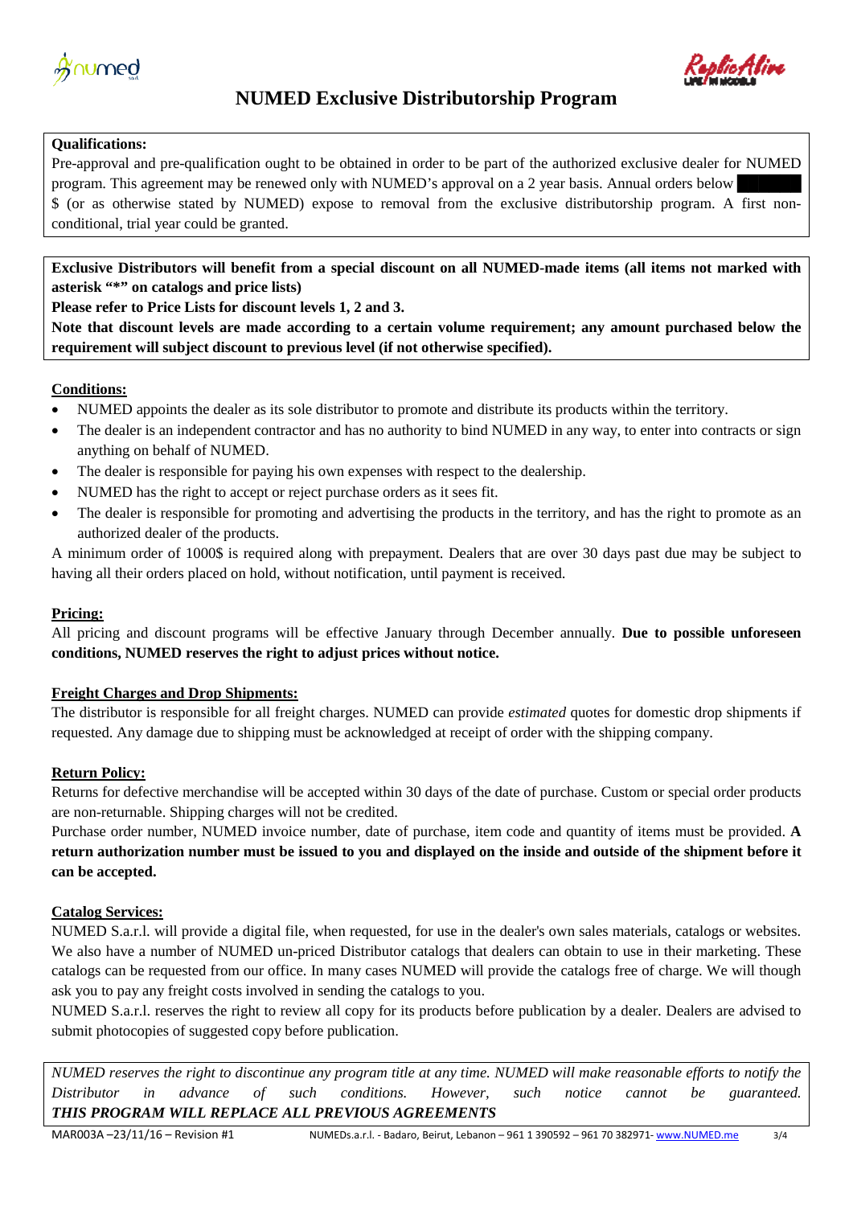# NUMED Exclusive Distributorship Program

**Qualifications:**

Pre-approval and pre-qualification ought to be obtained in order to be part of the authorized exclusive dealer for NUMED program. This agreement may be renewed only with NUMED's approval on a 2 year basis. Annual orders below $ (or as otherwise stated by NUMED) expose to removal from the exclusive distributorship program. A first non-conditional, trial year could be granted.

**Exclusive Distributors will benefit from a special discount on all NUMED-made items (all items not marked with asterisk "*" on catalogs and price lists)**

**Please refer to Price Lists for discount levels 1, 2 and 3.**

**Note that discount levels are made according to a certain volume requirement; any amount purchased below the requirement will subject discount to previous level (if not otherwise specified).**

**Conditions:**

- NUMED appoints the dealer as its sole distributor to promote and distribute its products within the territory.
- The dealer is an independent contractor and has no authority to bind NUMED in any way, to enter into contracts or sign anything on behalf of NUMED.
- The dealer is responsible for paying his own expenses with respect to the dealership.
- NUMED has the right to accept or reject purchase orders as it sees fit.
- The dealer is responsible for promoting and advertising the products in the territory, and has the right to promote as an authorized dealer of the products.

A minimum order of 1000$ is required along with prepayment. Dealers that are over 30 days past due may be subject to having all their orders placed on hold, without notification, until payment is received.

**Pricing:**

All pricing and discount programs will be effective January through December annually. **Due to possible unforeseen conditions, NUMED reserves the right to adjust prices without notice.**

**Freight Charges and Drop Shipments:**

The distributor is responsible for all freight charges. NUMED can provide *estimated* quotes for domestic drop shipments if requested. Any damage due to shipping must be acknowledged at receipt of order with the shipping company.

**Return Policy:**

Returns for defective merchandise will be accepted within 30 days of the date of purchase. Custom or special order products are non-returnable. Shipping charges will not be credited.

Purchase order number, NUMED invoice number, date of purchase, item code and quantity of items must be provided. **A return authorization number must be issued to you and displayed on the inside and outside of the shipment before it can be accepted.**

**Catalog Services:**

NUMED S.a.r.l. will provide a digital file, when requested, for use in the dealer's own sales materials, catalogs or websites. We also have a number of NUMED un-priced Distributor catalogs that dealers can obtain to use in their marketing. These catalogs can be requested from our office. In many cases NUMED will provide the catalogs free of charge. We will though ask you to pay any freight costs involved in sending the catalogs to you.

NUMED S.a.r.l. reserves the right to review all copy for its products before publication by a dealer. Dealers are advised to submit photocopies of suggested copy before publication.

*NUMED reserves the right to discontinue any program title at any time. NUMED will make reasonable efforts to notify the Distributor in advance of such conditions. However, such notice cannot be guaranteed.*
***THIS PROGRAM WILL REPLACE ALL PREVIOUS AGREEMENTS***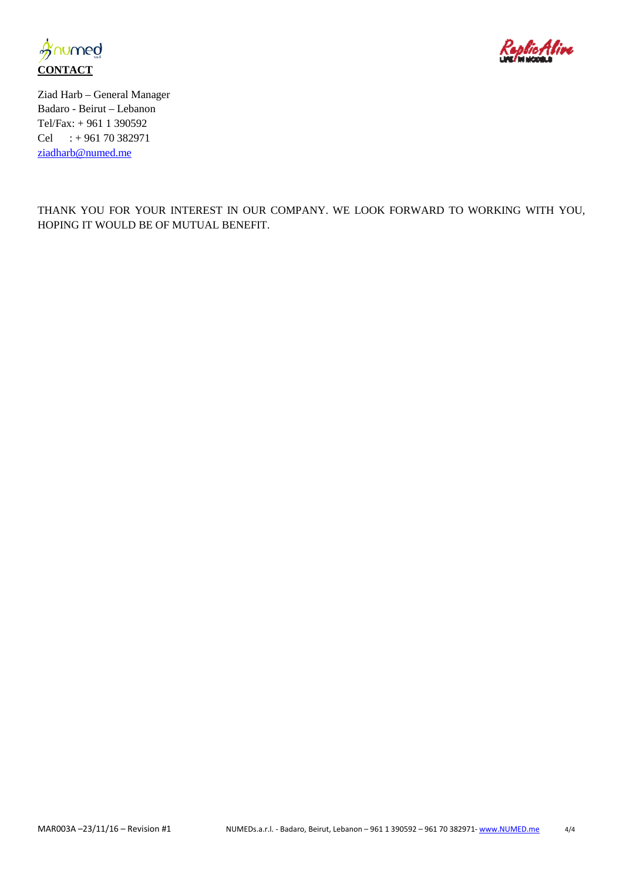**CONTACT**

Ziad Harb – General Manager
Badaro - Beirut – Lebanon
Tel/Fax: + 961 1 390592
Cel : + 961 70 382971
ziadharb@numed.me

THANK YOU FOR YOUR INTEREST IN OUR COMPANY. WE LOOK FORWARD TO WORKING WITH YOU, HOPING IT WOULD BE OF MUTUAL BENEFIT.